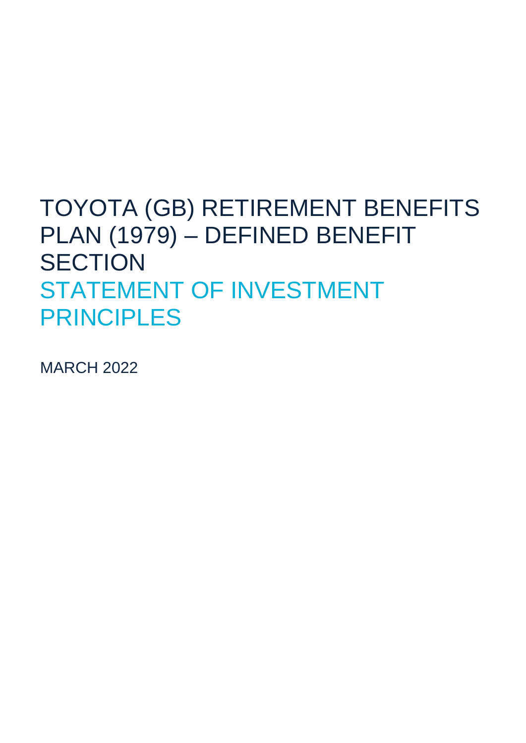# TOYOTA (GB) RETIREMENT BENEFITS PLAN (1979) – DEFINED BENEFIT SECTION

# STATEMENT OF INVESTMENT PRINCIPLES

MARCH 2022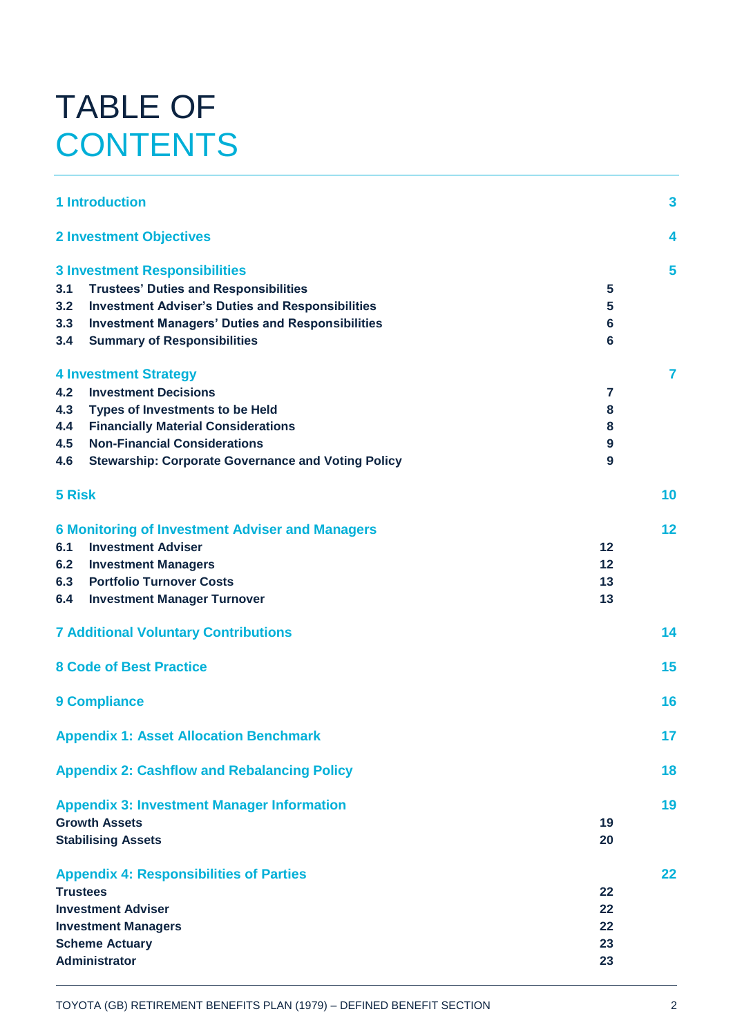# TABLE OF CONTENTS

| | | |
|---|---|---|
| **1 Introduction** | | **3** |
| **2 Investment Objectives** | | **4** |
| **3 Investment Responsibilities** | | **5** |
| **3.1 Trustees' Duties and Responsibilities** | **5** | |
| **3.2 Investment Adviser's Duties and Responsibilities** | **5** | |
| **3.3 Investment Managers' Duties and Responsibilities** | **6** | |
| **3.4 Summary of Responsibilities** | **6** | |
| **4 Investment Strategy** | | **7** |
| **4.2 Investment Decisions** | **7** | |
| **4.3 Types of Investments to be Held** | **8** | |
| **4.4 Financially Material Considerations** | **8** | |
| **4.5 Non-Financial Considerations** | **9** | |
| **4.6 Stewardship: Corporate Governance and Voting Policy** | **9** | |
| **5 Risk** | | **10** |
| **6 Monitoring of Investment Adviser and Managers** | | **12** |
| **6.1 Investment Adviser** | **12** | |
| **6.2 Investment Managers** | **12** | |
| **6.3 Portfolio Turnover Costs** | **13** | |
| **6.4 Investment Manager Turnover** | **13** | |
| **7 Additional Voluntary Contributions** | | **14** |
| **8 Code of Best Practice** | | **15** |
| **9 Compliance** | | **16** |
| **Appendix 1: Asset Allocation Benchmark** | | **17** |
| **Appendix 2: Cashflow and Rebalancing Policy** | | **18** |
| **Appendix 3: Investment Manager Information** | | **19** |
| **Growth Assets** | **19** | |
| **Stabilising Assets** | **20** | |
| **Appendix 4: Responsibilities of Parties** | | **22** |
| **Trustees** | **22** | |
| **Investment Adviser** | **22** | |
| **Investment Managers** | **22** | |
| **Scheme Actuary** | **23** | |
| **Administrator** | **23** | |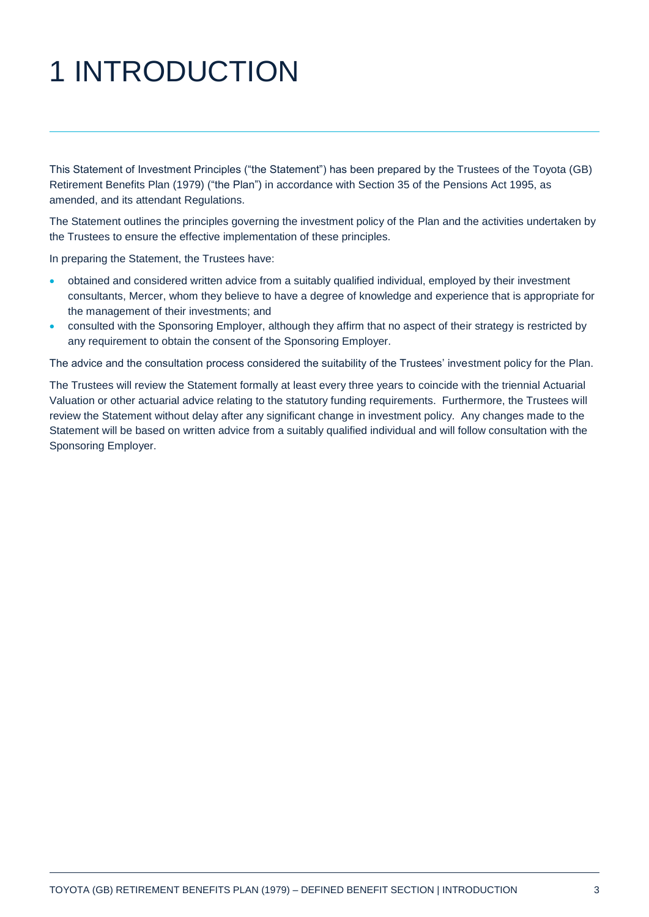# 1 INTRODUCTION

This Statement of Investment Principles ("the Statement") has been prepared by the Trustees of the Toyota (GB) Retirement Benefits Plan (1979) ("the Plan") in accordance with Section 35 of the Pensions Act 1995, as amended, and its attendant Regulations.

The Statement outlines the principles governing the investment policy of the Plan and the activities undertaken by the Trustees to ensure the effective implementation of these principles.

In preparing the Statement, the Trustees have:

- obtained and considered written advice from a suitably qualified individual, employed by their investment consultants, Mercer, whom they believe to have a degree of knowledge and experience that is appropriate for the management of their investments; and
- consulted with the Sponsoring Employer, although they affirm that no aspect of their strategy is restricted by any requirement to obtain the consent of the Sponsoring Employer.

The advice and the consultation process considered the suitability of the Trustees' investment policy for the Plan.

The Trustees will review the Statement formally at least every three years to coincide with the triennial Actuarial Valuation or other actuarial advice relating to the statutory funding requirements. Furthermore, the Trustees will review the Statement without delay after any significant change in investment policy. Any changes made to the Statement will be based on written advice from a suitably qualified individual and will follow consultation with the Sponsoring Employer.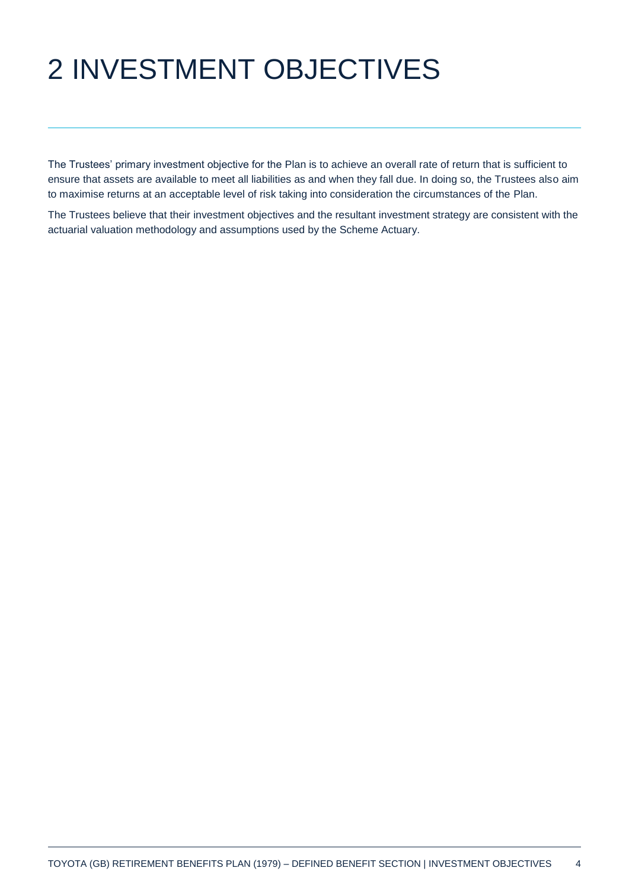# 2 INVESTMENT OBJECTIVES

The Trustees' primary investment objective for the Plan is to achieve an overall rate of return that is sufficient to ensure that assets are available to meet all liabilities as and when they fall due. In doing so, the Trustees also aim to maximise returns at an acceptable level of risk taking into consideration the circumstances of the Plan.

The Trustees believe that their investment objectives and the resultant investment strategy are consistent with the actuarial valuation methodology and assumptions used by the Scheme Actuary.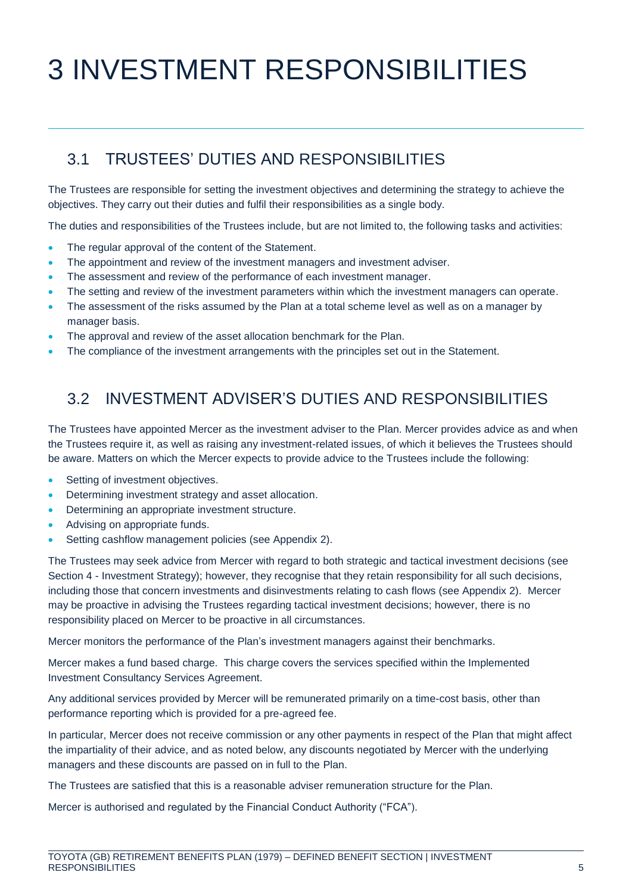# 3 INVESTMENT RESPONSIBILITIES

## 3.1 TRUSTEES' DUTIES AND RESPONSIBILITIES

The Trustees are responsible for setting the investment objectives and determining the strategy to achieve the objectives. They carry out their duties and fulfil their responsibilities as a single body.

The duties and responsibilities of the Trustees include, but are not limited to, the following tasks and activities:

- The regular approval of the content of the Statement.
- The appointment and review of the investment managers and investment adviser.
- The assessment and review of the performance of each investment manager.
- The setting and review of the investment parameters within which the investment managers can operate.
- The assessment of the risks assumed by the Plan at a total scheme level as well as on a manager by manager basis.
- The approval and review of the asset allocation benchmark for the Plan.
- The compliance of the investment arrangements with the principles set out in the Statement.

## 3.2 INVESTMENT ADVISER'S DUTIES AND RESPONSIBILITIES

The Trustees have appointed Mercer as the investment adviser to the Plan. Mercer provides advice as and when the Trustees require it, as well as raising any investment-related issues, of which it believes the Trustees should be aware. Matters on which the Mercer expects to provide advice to the Trustees include the following:

- Setting of investment objectives.
- Determining investment strategy and asset allocation.
- Determining an appropriate investment structure.
- Advising on appropriate funds.
- Setting cashflow management policies (see Appendix 2).

The Trustees may seek advice from Mercer with regard to both strategic and tactical investment decisions (see Section 4 - Investment Strategy); however, they recognise that they retain responsibility for all such decisions, including those that concern investments and disinvestments relating to cash flows (see Appendix 2). Mercer may be proactive in advising the Trustees regarding tactical investment decisions; however, there is no responsibility placed on Mercer to be proactive in all circumstances.

Mercer monitors the performance of the Plan's investment managers against their benchmarks.

Mercer makes a fund based charge. This charge covers the services specified within the Implemented Investment Consultancy Services Agreement.

Any additional services provided by Mercer will be remunerated primarily on a time-cost basis, other than performance reporting which is provided for a pre-agreed fee.

In particular, Mercer does not receive commission or any other payments in respect of the Plan that might affect the impartiality of their advice, and as noted below, any discounts negotiated by Mercer with the underlying managers and these discounts are passed on in full to the Plan.

The Trustees are satisfied that this is a reasonable adviser remuneration structure for the Plan.

Mercer is authorised and regulated by the Financial Conduct Authority ("FCA").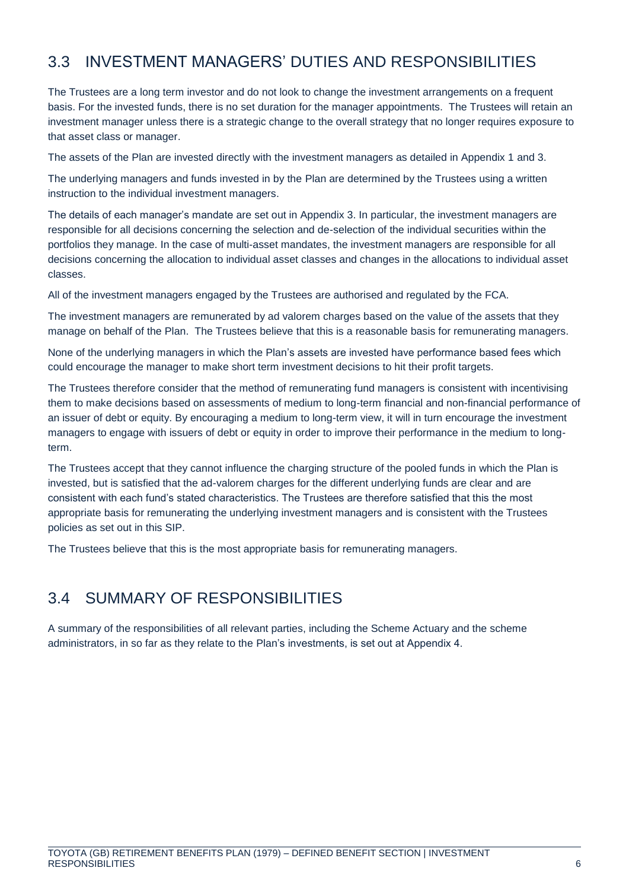## 3.3 INVESTMENT MANAGERS' DUTIES AND RESPONSIBILITIES

The Trustees are a long term investor and do not look to change the investment arrangements on a frequent basis. For the invested funds, there is no set duration for the manager appointments. The Trustees will retain an investment manager unless there is a strategic change to the overall strategy that no longer requires exposure to that asset class or manager.

The assets of the Plan are invested directly with the investment managers as detailed in Appendix 1 and 3.

The underlying managers and funds invested in by the Plan are determined by the Trustees using a written instruction to the individual investment managers.

The details of each manager's mandate are set out in Appendix 3. In particular, the investment managers are responsible for all decisions concerning the selection and de-selection of the individual securities within the portfolios they manage. In the case of multi-asset mandates, the investment managers are responsible for all decisions concerning the allocation to individual asset classes and changes in the allocations to individual asset classes.

All of the investment managers engaged by the Trustees are authorised and regulated by the FCA.

The investment managers are remunerated by ad valorem charges based on the value of the assets that they manage on behalf of the Plan. The Trustees believe that this is a reasonable basis for remunerating managers.

None of the underlying managers in which the Plan's assets are invested have performance based fees which could encourage the manager to make short term investment decisions to hit their profit targets.

The Trustees therefore consider that the method of remunerating fund managers is consistent with incentivising them to make decisions based on assessments of medium to long-term financial and non-financial performance of an issuer of debt or equity. By encouraging a medium to long-term view, it will in turn encourage the investment managers to engage with issuers of debt or equity in order to improve their performance in the medium to long-term.

The Trustees accept that they cannot influence the charging structure of the pooled funds in which the Plan is invested, but is satisfied that the ad-valorem charges for the different underlying funds are clear and are consistent with each fund's stated characteristics. The Trustees are therefore satisfied that this the most appropriate basis for remunerating the underlying investment managers and is consistent with the Trustees policies as set out in this SIP.

The Trustees believe that this is the most appropriate basis for remunerating managers.

## 3.4 SUMMARY OF RESPONSIBILITIES

A summary of the responsibilities of all relevant parties, including the Scheme Actuary and the scheme administrators, in so far as they relate to the Plan's investments, is set out at Appendix 4.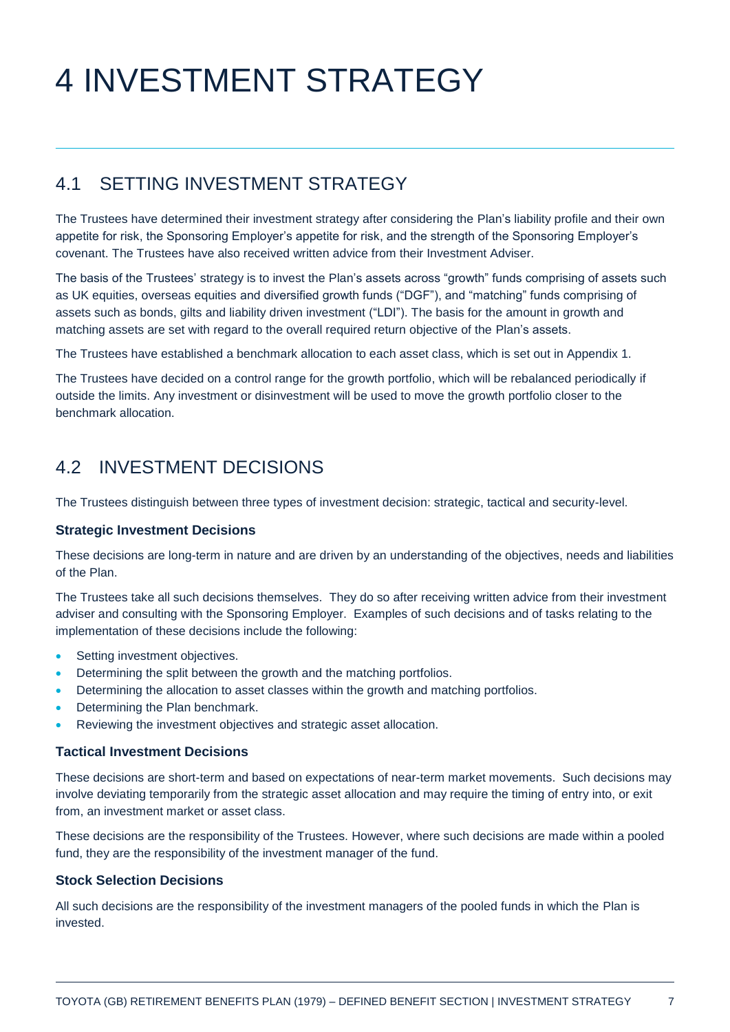# 4 INVESTMENT STRATEGY

## 4.1 SETTING INVESTMENT STRATEGY

The Trustees have determined their investment strategy after considering the Plan's liability profile and their own appetite for risk, the Sponsoring Employer's appetite for risk, and the strength of the Sponsoring Employer's covenant. The Trustees have also received written advice from their Investment Adviser.

The basis of the Trustees' strategy is to invest the Plan's assets across "growth" funds comprising of assets such as UK equities, overseas equities and diversified growth funds ("DGF"), and "matching" funds comprising of assets such as bonds, gilts and liability driven investment ("LDI"). The basis for the amount in growth and matching assets are set with regard to the overall required return objective of the Plan's assets.

The Trustees have established a benchmark allocation to each asset class, which is set out in Appendix 1.

The Trustees have decided on a control range for the growth portfolio, which will be rebalanced periodically if outside the limits. Any investment or disinvestment will be used to move the growth portfolio closer to the benchmark allocation.

## 4.2 INVESTMENT DECISIONS

The Trustees distinguish between three types of investment decision: strategic, tactical and security-level.

### Strategic Investment Decisions

These decisions are long-term in nature and are driven by an understanding of the objectives, needs and liabilities of the Plan.

The Trustees take all such decisions themselves. They do so after receiving written advice from their investment adviser and consulting with the Sponsoring Employer. Examples of such decisions and of tasks relating to the implementation of these decisions include the following:

- Setting investment objectives.
- Determining the split between the growth and the matching portfolios.
- Determining the allocation to asset classes within the growth and matching portfolios.
- Determining the Plan benchmark.
- Reviewing the investment objectives and strategic asset allocation.

### Tactical Investment Decisions

These decisions are short-term and based on expectations of near-term market movements. Such decisions may involve deviating temporarily from the strategic asset allocation and may require the timing of entry into, or exit from, an investment market or asset class.

These decisions are the responsibility of the Trustees. However, where such decisions are made within a pooled fund, they are the responsibility of the investment manager of the fund.

### Stock Selection Decisions

All such decisions are the responsibility of the investment managers of the pooled funds in which the Plan is invested.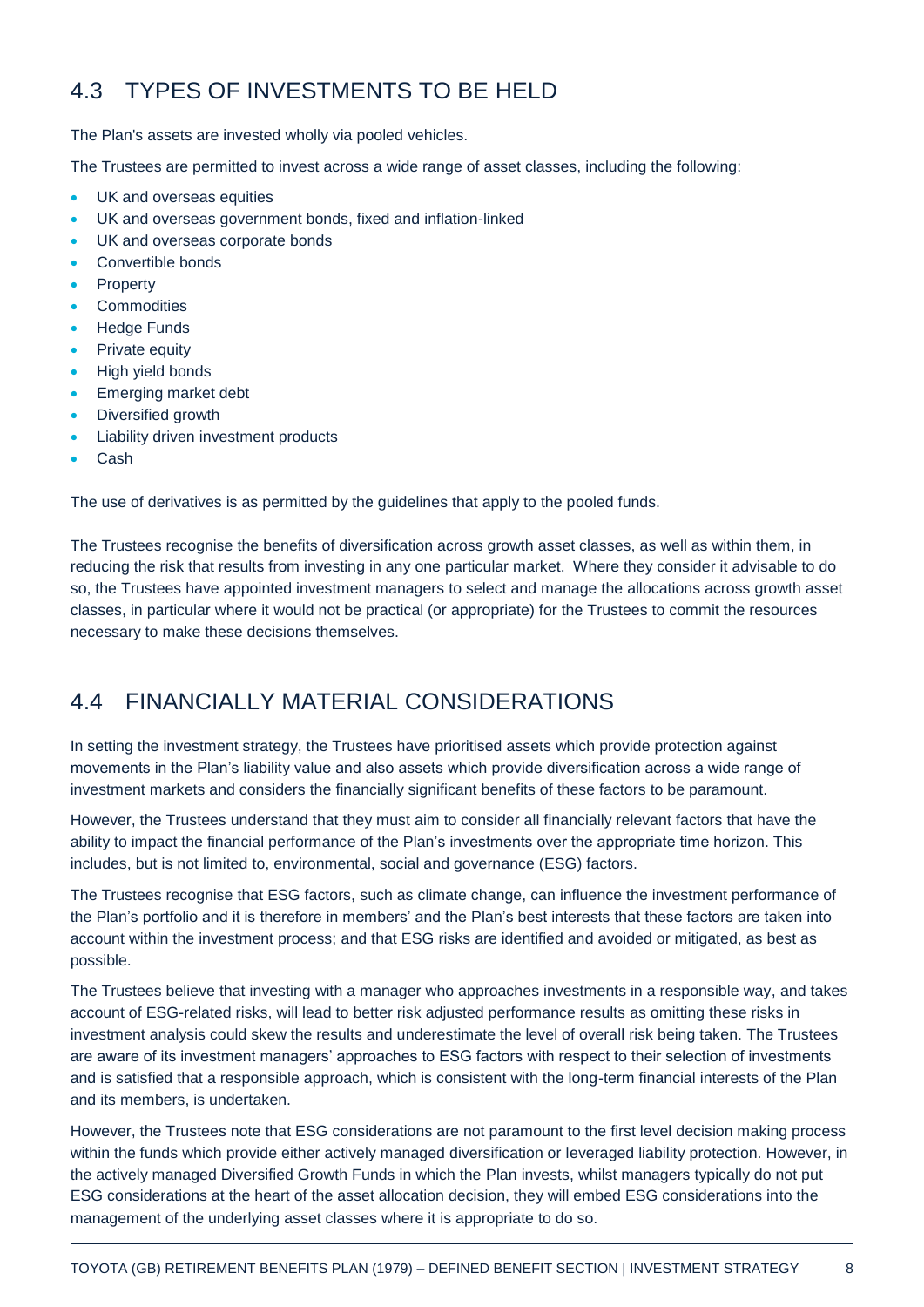## 4.3 TYPES OF INVESTMENTS TO BE HELD

The Plan's assets are invested wholly via pooled vehicles.

The Trustees are permitted to invest across a wide range of asset classes, including the following:

- UK and overseas equities
- UK and overseas government bonds, fixed and inflation-linked
- UK and overseas corporate bonds
- Convertible bonds
- Property
- Commodities
- Hedge Funds
- Private equity
- High yield bonds
- Emerging market debt
- Diversified growth
- Liability driven investment products
- Cash

The use of derivatives is as permitted by the guidelines that apply to the pooled funds.

The Trustees recognise the benefits of diversification across growth asset classes, as well as within them, in reducing the risk that results from investing in any one particular market. Where they consider it advisable to do so, the Trustees have appointed investment managers to select and manage the allocations across growth asset classes, in particular where it would not be practical (or appropriate) for the Trustees to commit the resources necessary to make these decisions themselves.

## 4.4 FINANCIALLY MATERIAL CONSIDERATIONS

In setting the investment strategy, the Trustees have prioritised assets which provide protection against movements in the Plan's liability value and also assets which provide diversification across a wide range of investment markets and considers the financially significant benefits of these factors to be paramount.

However, the Trustees understand that they must aim to consider all financially relevant factors that have the ability to impact the financial performance of the Plan's investments over the appropriate time horizon. This includes, but is not limited to, environmental, social and governance (ESG) factors.

The Trustees recognise that ESG factors, such as climate change, can influence the investment performance of the Plan's portfolio and it is therefore in members' and the Plan's best interests that these factors are taken into account within the investment process; and that ESG risks are identified and avoided or mitigated, as best as possible.

The Trustees believe that investing with a manager who approaches investments in a responsible way, and takes account of ESG-related risks, will lead to better risk adjusted performance results as omitting these risks in investment analysis could skew the results and underestimate the level of overall risk being taken. The Trustees are aware of its investment managers' approaches to ESG factors with respect to their selection of investments and is satisfied that a responsible approach, which is consistent with the long-term financial interests of the Plan and its members, is undertaken.

However, the Trustees note that ESG considerations are not paramount to the first level decision making process within the funds which provide either actively managed diversification or leveraged liability protection. However, in the actively managed Diversified Growth Funds in which the Plan invests, whilst managers typically do not put ESG considerations at the heart of the asset allocation decision, they will embed ESG considerations into the management of the underlying asset classes where it is appropriate to do so.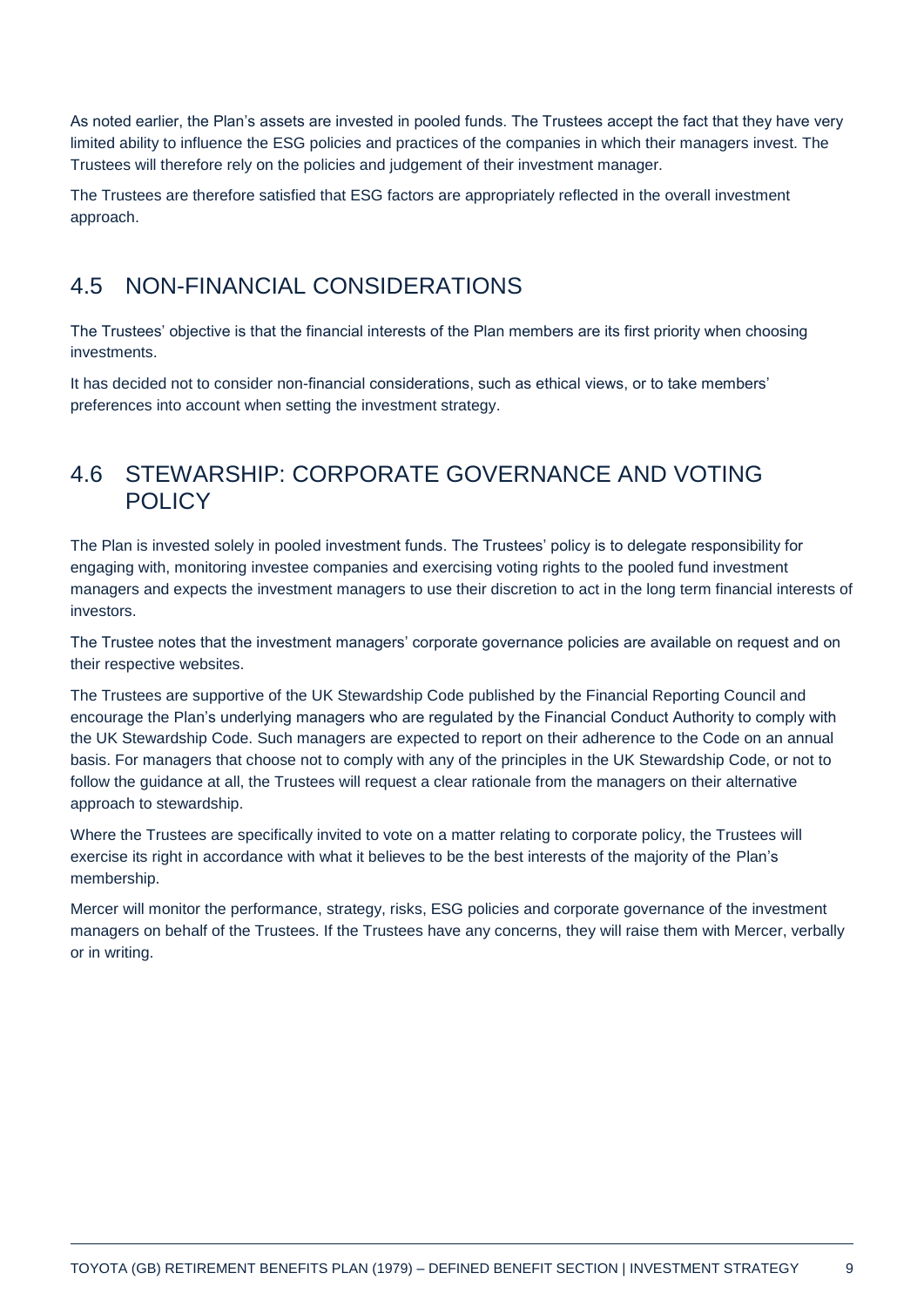As noted earlier, the Plan's assets are invested in pooled funds. The Trustees accept the fact that they have very limited ability to influence the ESG policies and practices of the companies in which their managers invest. The Trustees will therefore rely on the policies and judgement of their investment manager.

The Trustees are therefore satisfied that ESG factors are appropriately reflected in the overall investment approach.

## 4.5 NON-FINANCIAL CONSIDERATIONS

The Trustees' objective is that the financial interests of the Plan members are its first priority when choosing investments.

It has decided not to consider non-financial considerations, such as ethical views, or to take members' preferences into account when setting the investment strategy.

## 4.6 STEWARSHIP: CORPORATE GOVERNANCE AND VOTING POLICY

The Plan is invested solely in pooled investment funds. The Trustees' policy is to delegate responsibility for engaging with, monitoring investee companies and exercising voting rights to the pooled fund investment managers and expects the investment managers to use their discretion to act in the long term financial interests of investors.

The Trustee notes that the investment managers' corporate governance policies are available on request and on their respective websites.

The Trustees are supportive of the UK Stewardship Code published by the Financial Reporting Council and encourage the Plan's underlying managers who are regulated by the Financial Conduct Authority to comply with the UK Stewardship Code. Such managers are expected to report on their adherence to the Code on an annual basis. For managers that choose not to comply with any of the principles in the UK Stewardship Code, or not to follow the guidance at all, the Trustees will request a clear rationale from the managers on their alternative approach to stewardship.

Where the Trustees are specifically invited to vote on a matter relating to corporate policy, the Trustees will exercise its right in accordance with what it believes to be the best interests of the majority of the Plan's membership.

Mercer will monitor the performance, strategy, risks, ESG policies and corporate governance of the investment managers on behalf of the Trustees. If the Trustees have any concerns, they will raise them with Mercer, verbally or in writing.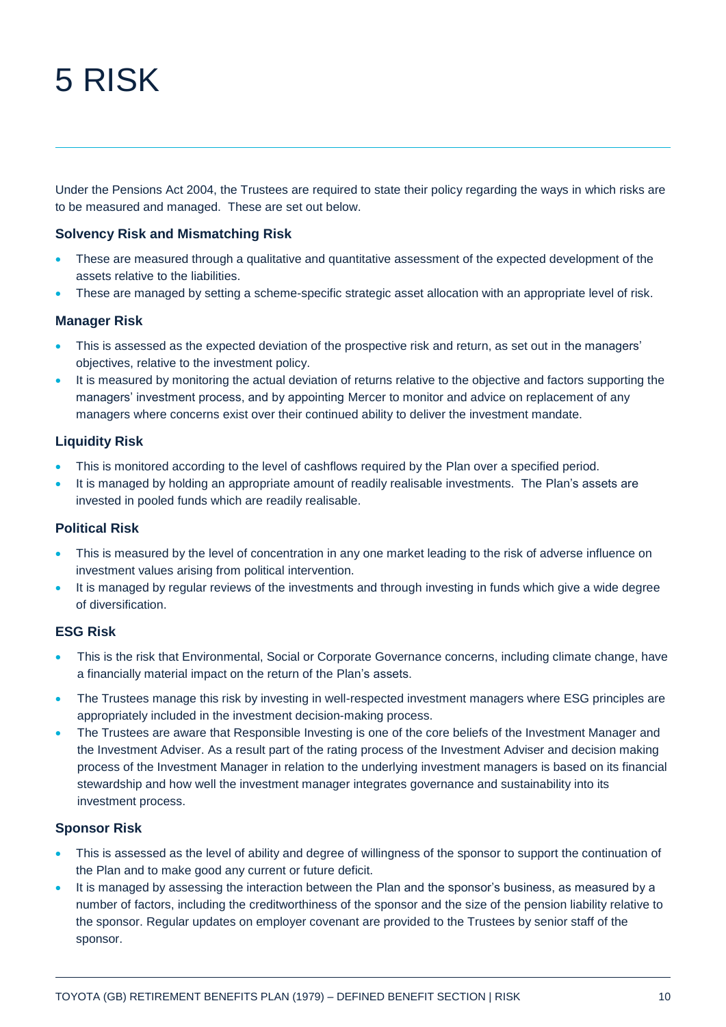# 5 RISK

Under the Pensions Act 2004, the Trustees are required to state their policy regarding the ways in which risks are to be measured and managed. These are set out below.

### Solvency Risk and Mismatching Risk

- These are measured through a qualitative and quantitative assessment of the expected development of the assets relative to the liabilities.
- These are managed by setting a scheme-specific strategic asset allocation with an appropriate level of risk.

### Manager Risk

- This is assessed as the expected deviation of the prospective risk and return, as set out in the managers' objectives, relative to the investment policy.
- It is measured by monitoring the actual deviation of returns relative to the objective and factors supporting the managers' investment process, and by appointing Mercer to monitor and advice on replacement of any managers where concerns exist over their continued ability to deliver the investment mandate.

### Liquidity Risk

- This monitored according to the level of cashflows required by the Plan over a specified period.
- It is managed by holding an appropriate amount of readily realisable investments. The Plan's assets are invested in pooled funds which are readily realisable.

### Political Risk

- This is measured by the level of concentration in any one market leading to the risk of adverse influence on investment values arising from political intervention.
- It is managed by regular reviews of the investments and through investing in funds which give a wide degree of diversification.

### ESG Risk

- This is the risk that Environmental, Social or Corporate Governance concerns, including climate change, have a financially material impact on the return of the Plan's assets.
- The Trustees manage this risk by investing in well-respected investment managers where ESG principles are appropriately included in the investment decision-making process.
- The Trustees are aware that Responsible Investing is one of the core beliefs of the Investment Manager and the Investment Adviser. As a result part of the rating process of the Investment Adviser and decision making process of the Investment Manager in relation to the underlying investment managers is based on its financial stewardship and how well the investment manager integrates governance and sustainability into its investment process.

### Sponsor Risk

- This is assessed as the level of ability and degree of willingness of the sponsor to support the continuation of the Plan and to make good any current or future deficit.
- It is managed by assessing the interaction between the Plan and the sponsor's business, as measured by a number of factors, including the creditworthiness of the sponsor and the size of the pension liability relative to the sponsor. Regular updates on employer covenant are provided to the Trustees by senior staff of the sponsor.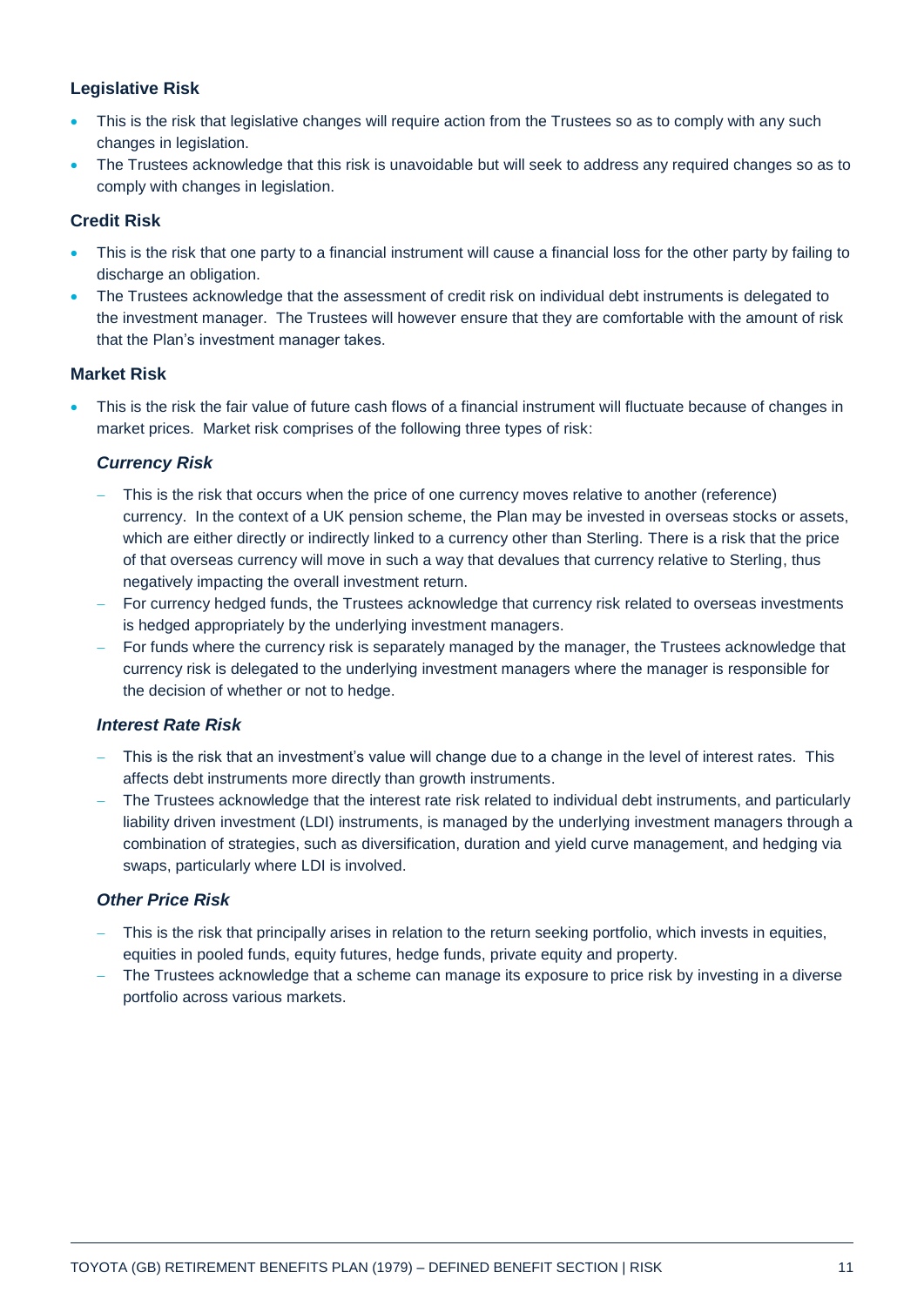### Legislative Risk

- This is the risk that legislative changes will require action from the Trustees so as to comply with any such changes in legislation.
- The Trustees acknowledge that this risk is unavoidable but will seek to address any required changes so as to comply with changes in legislation.

### Credit Risk

- This is the risk that one party to a financial instrument will cause a financial loss for the other party by failing to discharge an obligation.
- The Trustees acknowledge that the assessment of credit risk on individual debt instruments is delegated to the investment manager. The Trustees will however ensure that they are comfortable with the amount of risk that the Plan's investment manager takes.

### Market Risk

- This is the risk the fair value of future cash flows of a financial instrument will fluctuate because of changes in market prices. Market risk comprises of the following three types of risk:

#### *Currency Risk*

- This is the risk that occurs when the price of one currency moves relative to another (reference) currency. In the context of a UK pension scheme, the Plan may be invested in overseas stocks or assets, which are either directly or indirectly linked to a currency other than Sterling. There is a risk that the price of that overseas currency will move in such a way that devalues that currency relative to Sterling, thus negatively impacting the overall investment return.
- For currency hedged funds, the Trustees acknowledge that currency risk related to overseas investments is hedged appropriately by the underlying investment managers.
- For funds where the currency risk is separately managed by the manager, the Trustees acknowledge that currency risk is delegated to the underlying investment managers where the manager is responsible for the decision of whether or not to hedge.

#### *Interest Rate Risk*

- This is the risk that an investment's value will change due to a change in the level of interest rates. This affects debt instruments more directly than growth instruments.
- The Trustees acknowledge that the interest rate risk related to individual debt instruments, and particularly liability driven investment (LDI) instruments, is managed by the underlying investment managers through a combination of strategies, such as diversification, duration and yield curve management, and hedging via swaps, particularly where LDI is involved.

#### *Other Price Risk*

- This is the risk that principally arises in relation to the return seeking portfolio, which invests in equities, equities in pooled funds, equity futures, hedge funds, private equity and property.
- The Trustees acknowledge that a scheme can manage its exposure to price risk by investing in a diverse portfolio across various markets.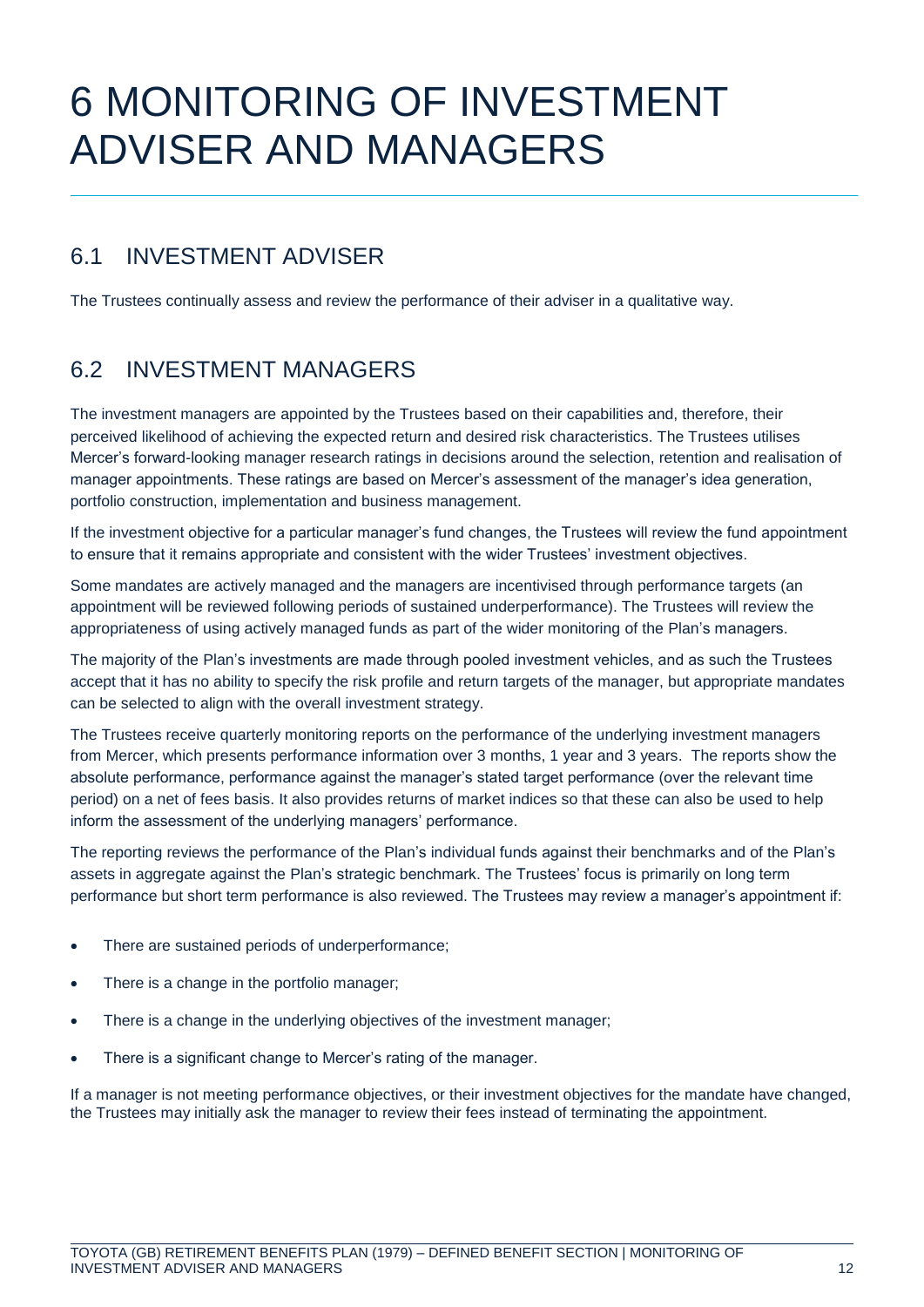# 6 MONITORING OF INVESTMENT ADVISER AND MANAGERS

## 6.1 INVESTMENT ADVISER

The Trustees continually assess and review the performance of their adviser in a qualitative way.

## 6.2 INVESTMENT MANAGERS

The investment managers are appointed by the Trustees based on their capabilities and, therefore, their perceived likelihood of achieving the expected return and desired risk characteristics. The Trustees utilises Mercer's forward-looking manager research ratings in decisions around the selection, retention and realisation of manager appointments. These ratings are based on Mercer's assessment of the manager's idea generation, portfolio construction, implementation and business management.

If the investment objective for a particular manager's fund changes, the Trustees will review the fund appointment to ensure that it remains appropriate and consistent with the wider Trustees' investment objectives.

Some mandates are actively managed and the managers are incentivised through performance targets (an appointment will be reviewed following periods of sustained underperformance). The Trustees will review the appropriateness of using actively managed funds as part of the wider monitoring of the Plan's managers.

The majority of the Plan's investments are made through pooled investment vehicles, and as such the Trustees accept that it has no ability to specify the risk profile and return targets of the manager, but appropriate mandates can be selected to align with the overall investment strategy.

The Trustees receive quarterly monitoring reports on the performance of the underlying investment managers from Mercer, which presents performance information over 3 months, 1 year and 3 years. The reports show the absolute performance, performance against the manager's stated target performance (over the relevant time period) on a net of fees basis. It also provides returns of market indices so that these can also be used to help inform the assessment of the underlying managers' performance.

The reporting reviews the performance of the Plan's individual funds against their benchmarks and of the Plan's assets in aggregate against the Plan's strategic benchmark. The Trustees' focus is primarily on long term performance but short term performance is also reviewed. The Trustees may review a manager's appointment if:

- There are sustained periods of underperformance;
- There is a change in the portfolio manager;
- There is a change in the underlying objectives of the investment manager;
- There is a significant change to Mercer's rating of the manager.

If a manager is not meeting performance objectives, or their investment objectives for the mandate have changed, the Trustees may initially ask the manager to review their fees instead of terminating the appointment.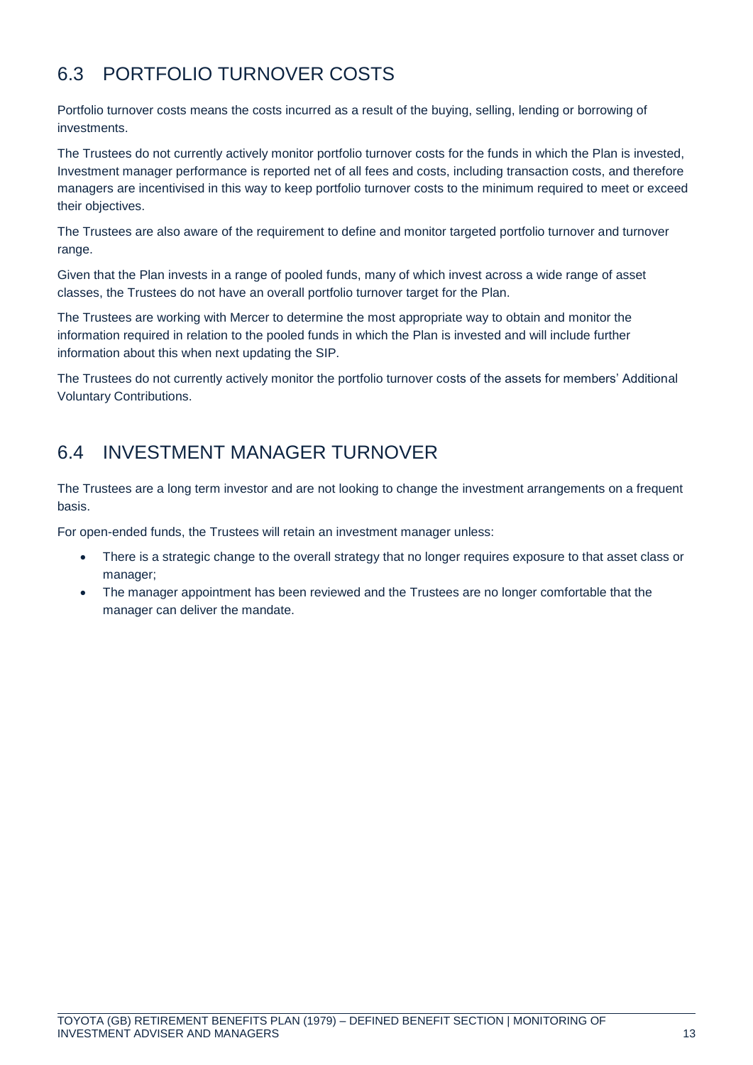## 6.3 PORTFOLIO TURNOVER COSTS

Portfolio turnover costs means the costs incurred as a result of the buying, selling, lending or borrowing of investments.

The Trustees do not currently actively monitor portfolio turnover costs for the funds in which the Plan is invested, Investment manager performance is reported net of all fees and costs, including transaction costs, and therefore managers are incentivised in this way to keep portfolio turnover costs to the minimum required to meet or exceed their objectives.

The Trustees are also aware of the requirement to define and monitor targeted portfolio turnover and turnover range.

Given that the Plan invests in a range of pooled funds, many of which invest across a wide range of asset classes, the Trustees do not have an overall portfolio turnover target for the Plan.

The Trustees are working with Mercer to determine the most appropriate way to obtain and monitor the information required in relation to the pooled funds in which the Plan is invested and will include further information about this when next updating the SIP.

The Trustees do not currently actively monitor the portfolio turnover costs of the assets for members' Additional Voluntary Contributions.

## 6.4 INVESTMENT MANAGER TURNOVER

The Trustees are a long term investor and are not looking to change the investment arrangements on a frequent basis.

For open-ended funds, the Trustees will retain an investment manager unless:

- There is a strategic change to the overall strategy that no longer requires exposure to that asset class or manager;
- The manager appointment has been reviewed and the Trustees are no longer comfortable that the manager can deliver the mandate.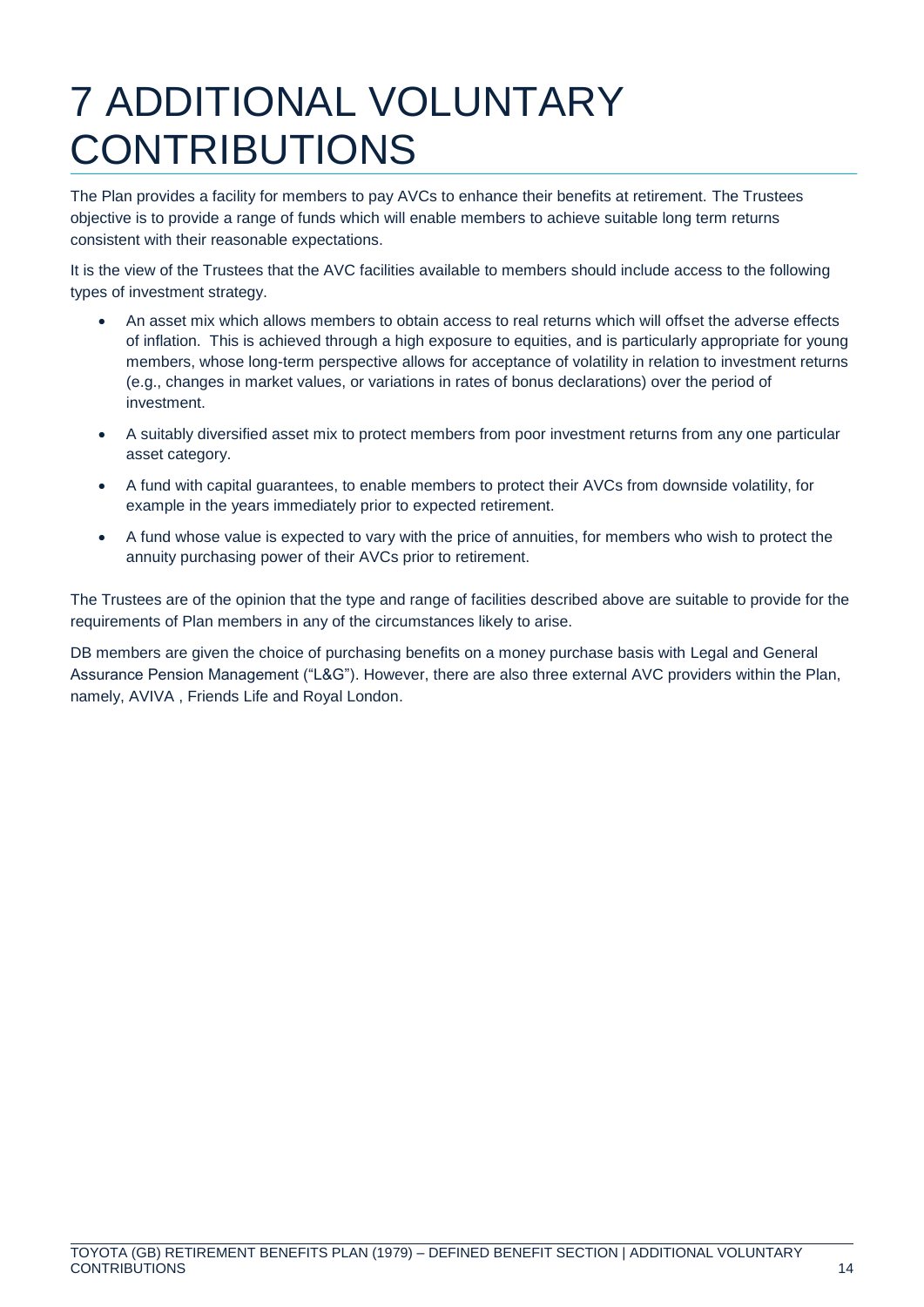# 7 ADDITIONAL VOLUNTARY CONTRIBUTIONS

The Plan provides a facility for members to pay AVCs to enhance their benefits at retirement. The Trustees objective is to provide a range of funds which will enable members to achieve suitable long term returns consistent with their reasonable expectations.

It is the view of the Trustees that the AVC facilities available to members should include access to the following types of investment strategy.

- An asset mix which allows members to obtain access to real returns which will offset the adverse effects of inflation. This is achieved through a high exposure to equities, and is particularly appropriate for young members, whose long-term perspective allows for acceptance of volatility in relation to investment returns (e.g., changes in market values, or variations in rates of bonus declarations) over the period of investment.
- A suitably diversified asset mix to protect members from poor investment returns from any one particular asset category.
- A fund with capital guarantees, to enable members to protect their AVCs from downside volatility, for example in the years immediately prior to expected retirement.
- A fund whose value is expected to vary with the price of annuities, for members who wish to protect the annuity purchasing power of their AVCs prior to retirement.

The Trustees are of the opinion that the type and range of facilities described above are suitable to provide for the requirements of Plan members in any of the circumstances likely to arise.

DB members are given the choice of purchasing benefits on a money purchase basis with Legal and General Assurance Pension Management ("L&G"). However, there are also three external AVC providers within the Plan, namely, AVIVA , Friends Life and Royal London.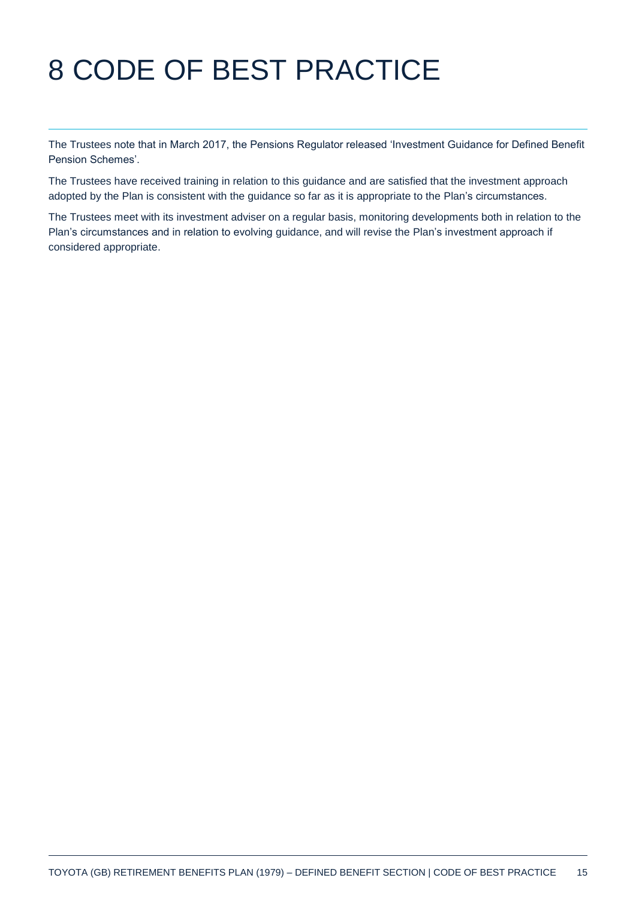# 8 CODE OF BEST PRACTICE

The Trustees note that in March 2017, the Pensions Regulator released 'Investment Guidance for Defined Benefit Pension Schemes'.

The Trustees have received training in relation to this guidance and are satisfied that the investment approach adopted by the Plan is consistent with the guidance so far as it is appropriate to the Plan's circumstances.

The Trustees meet with its investment adviser on a regular basis, monitoring developments both in relation to the Plan's circumstances and in relation to evolving guidance, and will revise the Plan's investment approach if considered appropriate.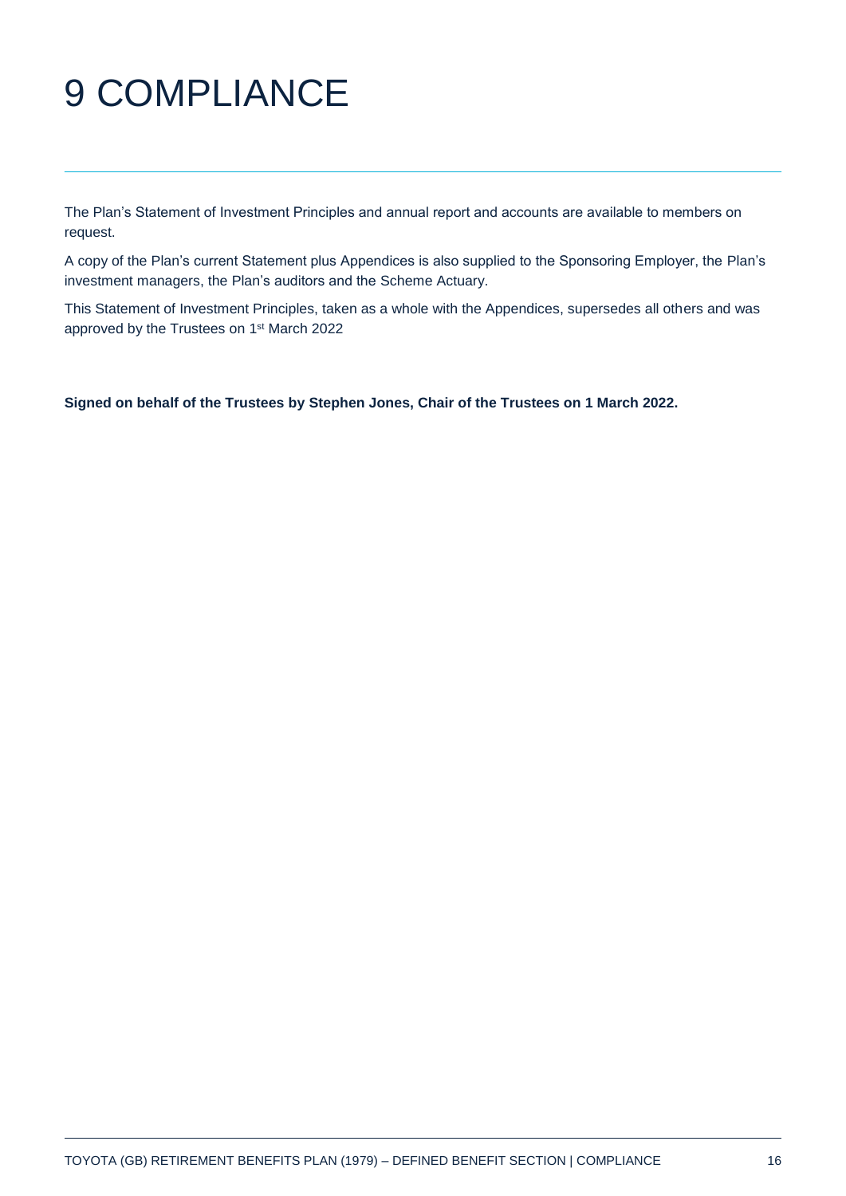# 9 COMPLIANCE

The Plan's Statement of Investment Principles and annual report and accounts are available to members on request.

A copy of the Plan's current Statement plus Appendices is also supplied to the Sponsoring Employer, the Plan's investment managers, the Plan's auditors and the Scheme Actuary.

This Statement of Investment Principles, taken as a whole with the Appendices, supersedes all others and was approved by the Trustees on 1st March 2022

**Signed on behalf of the Trustees by Stephen Jones, Chair of the Trustees on 1 March 2022.**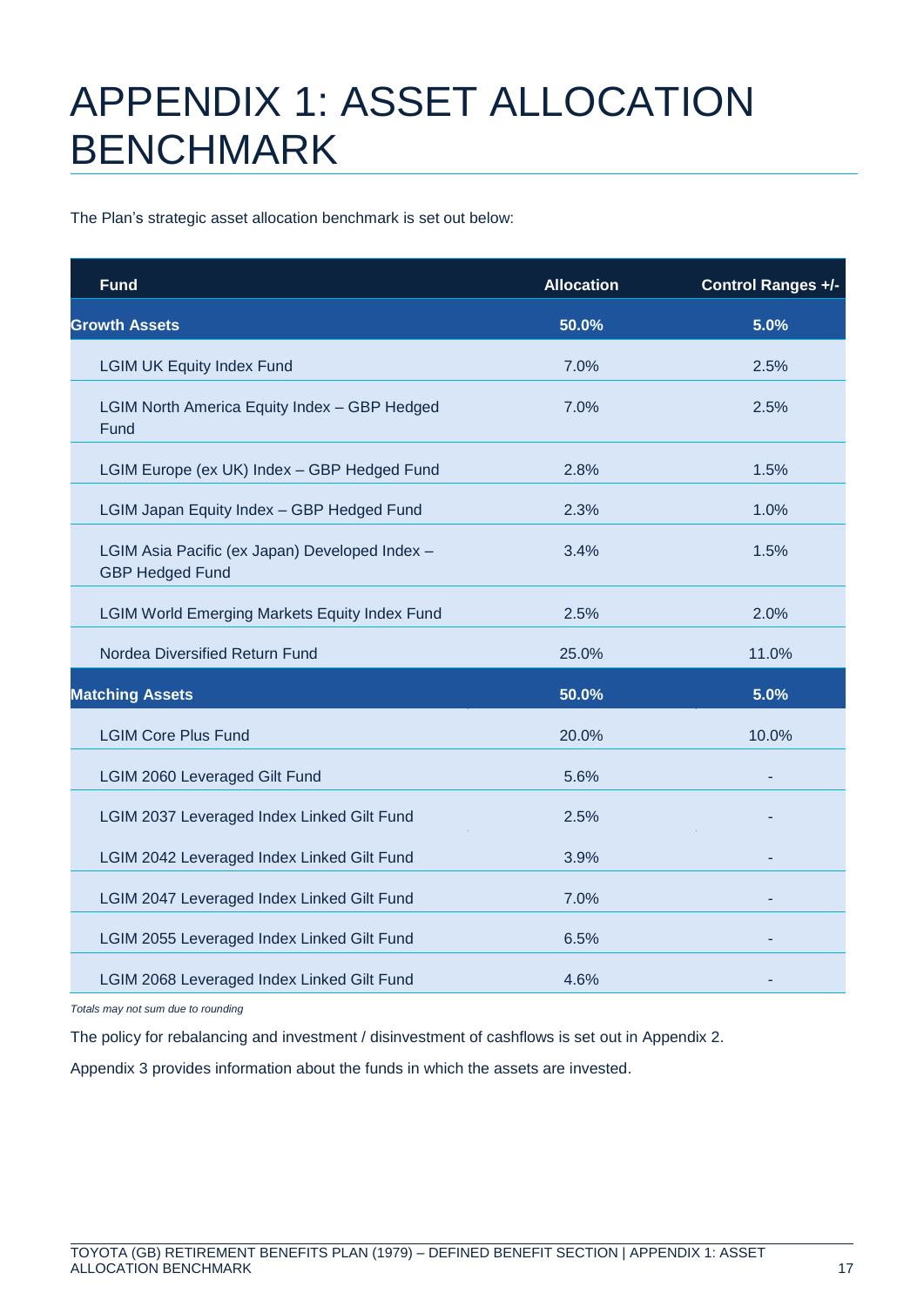# APPENDIX 1: ASSET ALLOCATION BENCHMARK

The Plan's strategic asset allocation benchmark is set out below:

| Fund | Allocation | Control Ranges +/- |
|---|---|---|
| **Growth Assets** | **50.0%** | **5.0%** |
| LGIM UK Equity Index Fund | 7.0% | 2.5% |
| LGIM North America Equity Index – GBP Hedged Fund | 7.0% | 2.5% |
| LGIM Europe (ex UK) Index – GBP Hedged Fund | 2.8% | 1.5% |
| LGIM Japan Equity Index – GBP Hedged Fund | 2.3% | 1.0% |
| LGIM Asia Pacific (ex Japan) Developed Index – GBP Hedged Fund | 3.4% | 1.5% |
| LGIM World Emerging Markets Equity Index Fund | 2.5% | 2.0% |
| Nordea Diversified Return Fund | 25.0% | 11.0% |
| **Matching Assets** | **50.0%** | **5.0%** |
| LGIM Core Plus Fund | 20.0% | 10.0% |
| LGIM 2060 Leveraged Gilt Fund | 5.6% | - |
| LGIM 2037 Leveraged Index Linked Gilt Fund | 2.5% | - |
| LGIM 2042 Leveraged Index Linked Gilt Fund | 3.9% | - |
| LGIM 2047 Leveraged Index Linked Gilt Fund | 7.0% | - |
| LGIM 2055 Leveraged Index Linked Gilt Fund | 6.5% | - |
| LGIM 2068 Leveraged Index Linked Gilt Fund | 4.6% | - |

*Totals may not sum due to rounding*

The policy for rebalancing and investment / disinvestment of cashflows is set out in Appendix 2.

Appendix 3 provides information about the funds in which the assets are invested.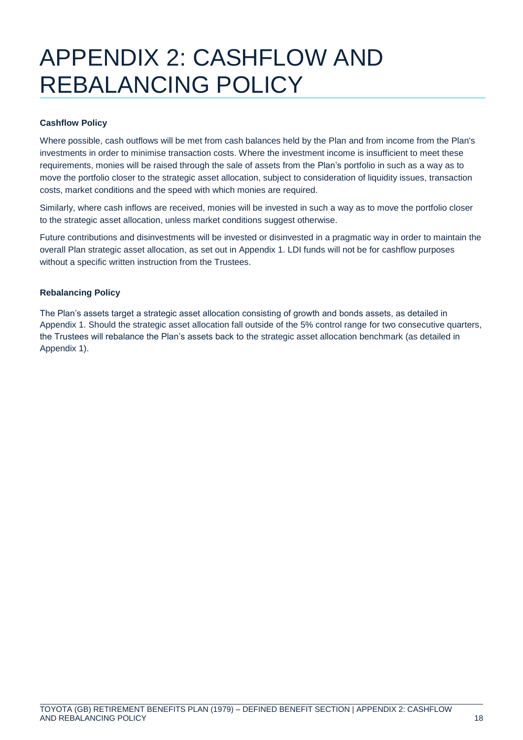# APPENDIX 2: CASHFLOW AND REBALANCING POLICY

**Cashflow Policy**

Where possible, cash outflows will be met from cash balances held by the Plan and from income from the Plan's investments in order to minimise transaction costs. Where the investment income is insufficient to meet these requirements, monies will be raised through the sale of assets from the Plan's portfolio in such as a way as to move the portfolio closer to the strategic asset allocation, subject to consideration of liquidity issues, transaction costs, market conditions and the speed with which monies are required.

Similarly, where cash inflows are received, monies will be invested in such a way as to move the portfolio closer to the strategic asset allocation, unless market conditions suggest otherwise.

Future contributions and disinvestments will be invested or disinvested in a pragmatic way in order to maintain the overall Plan strategic asset allocation, as set out in Appendix 1. LDI funds will not be for cashflow purposes without a specific written instruction from the Trustees.

**Rebalancing Policy**

The Plan's assets target a strategic asset allocation consisting of growth and bonds assets, as detailed in Appendix 1. Should the strategic asset allocation fall outside of the 5% control range for two consecutive quarters, the Trustees will rebalance the Plan's assets back to the strategic asset allocation benchmark (as detailed in Appendix 1).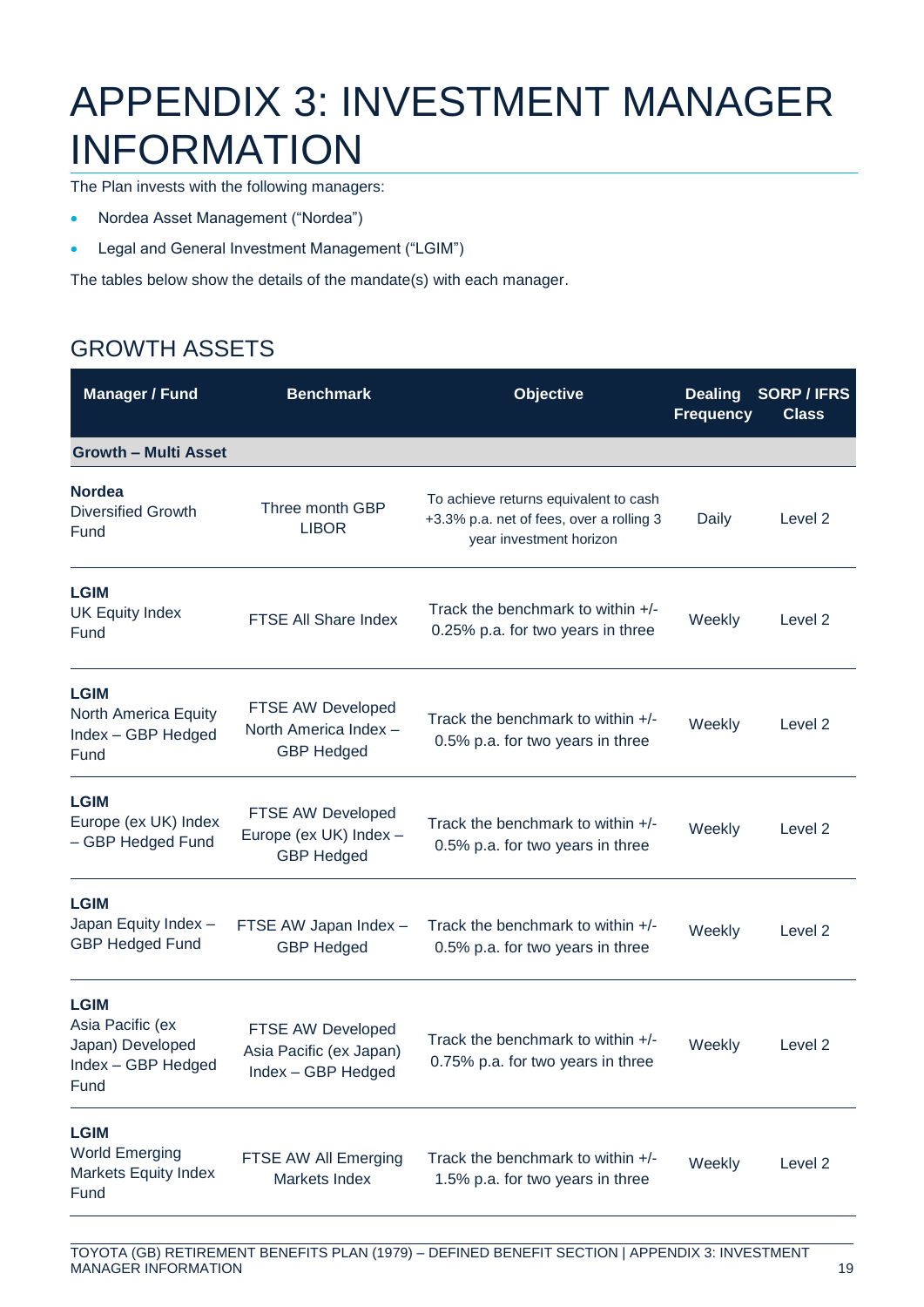# APPENDIX 3: INVESTMENT MANAGER INFORMATION

The Plan invests with the following managers:

- Nordea Asset Management ("Nordea")
- Legal and General Investment Management ("LGIM")

The tables below show the details of the mandate(s) with each manager.

## GROWTH ASSETS

| Manager / Fund | Benchmark | Objective | Dealing Frequency | SORP / IFRS Class |
|---|---|---|---|---|
| **Growth – Multi Asset** | | | | |
| **Nordea** Diversified Growth Fund | Three month GBP LIBOR | To achieve returns equivalent to cash +3.3% p.a. net of fees, over a rolling 3 year investment horizon | Daily | Level 2 |
| **LGIM** UK Equity Index Fund | FTSE All Share Index | Track the benchmark to within +/- 0.25% p.a. for two years in three | Weekly | Level 2 |
| **LGIM** North America Equity Index – GBP Hedged Fund | FTSE AW Developed North America Index – GBP Hedged | Track the benchmark to within +/- 0.5% p.a. for two years in three | Weekly | Level 2 |
| **LGIM** Europe (ex UK) Index – GBP Hedged Fund | FTSE AW Developed Europe (ex UK) Index – GBP Hedged | Track the benchmark to within +/- 0.5% p.a. for two years in three | Weekly | Level 2 |
| **LGIM** Japan Equity Index – GBP Hedged Fund | FTSE AW Japan Index – GBP Hedged | Track the benchmark to within +/- 0.5% p.a. for two years in three | Weekly | Level 2 |
| **LGIM** Asia Pacific (ex Japan) Developed Index – GBP Hedged Fund | FTSE AW Developed Asia Pacific (ex Japan) Index – GBP Hedged | Track the benchmark to within +/- 0.75% p.a. for two years in three | Weekly | Level 2 |
| **LGIM** World Emerging Markets Equity Index Fund | FTSE AW All Emerging Markets Index | Track the benchmark to within +/- 1.5% p.a. for two years in three | Weekly | Level 2 |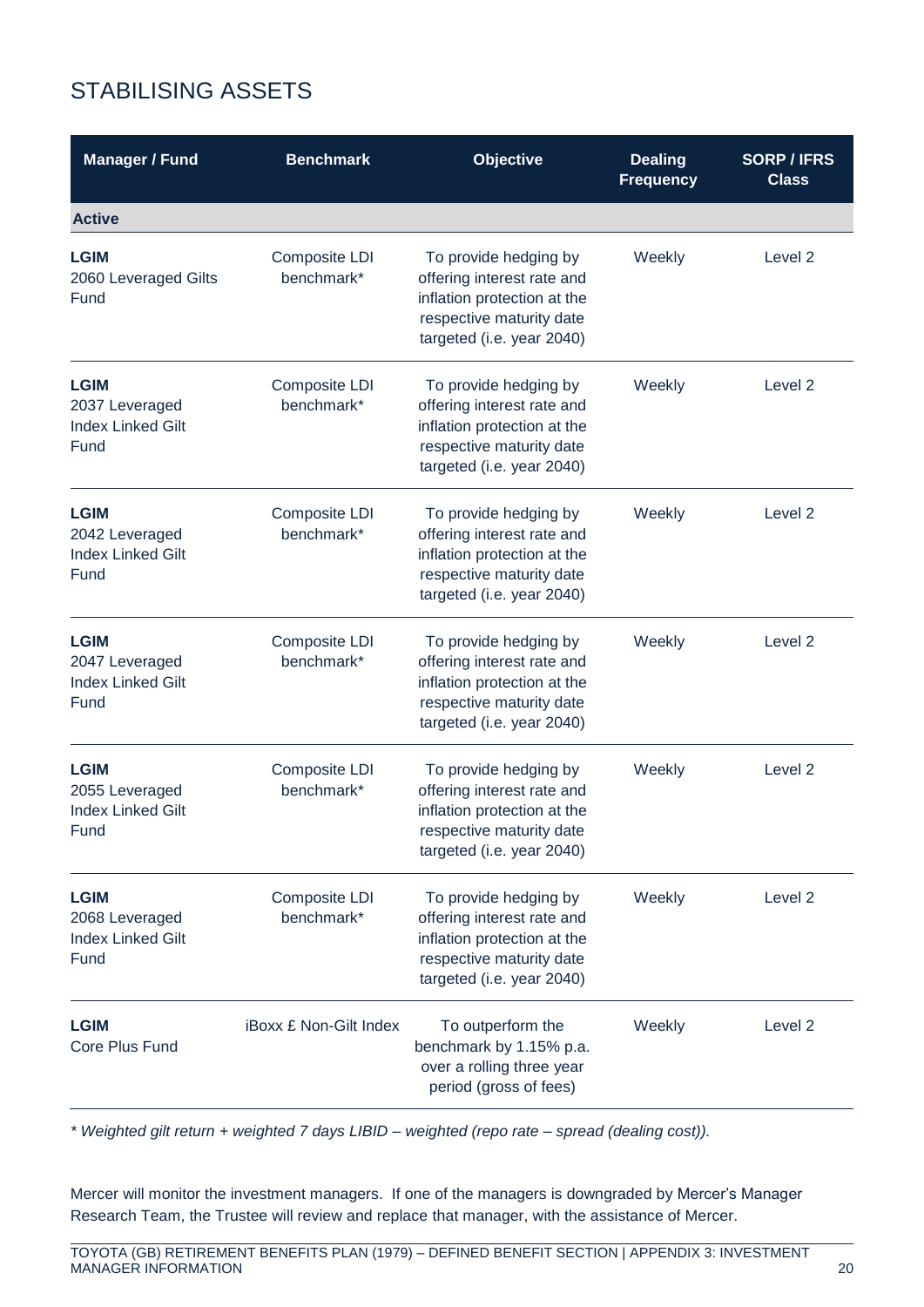## STABILISING ASSETS

| Manager / Fund | Benchmark | Objective | Dealing Frequency | SORP / IFRS Class |
|---|---|---|---|---|
| **Active** | | | | |
| **LGIM** 2060 Leveraged Gilts Fund | Composite LDI benchmark* | To provide hedging by offering interest rate and inflation protection at the respective maturity date targeted (i.e. year 2040) | Weekly | Level 2 |
| **LGIM** 2037 Leveraged Index Linked Gilt Fund | Composite LDI benchmark* | To provide hedging by offering interest rate and inflation protection at the respective maturity date targeted (i.e. year 2040) | Weekly | Level 2 |
| **LGIM** 2042 Leveraged Index Linked Gilt Fund | Composite LDI benchmark* | To provide hedging by offering interest rate and inflation protection at the respective maturity date targeted (i.e. year 2040) | Weekly | Level 2 |
| **LGIM** 2047 Leveraged Index Linked Gilt Fund | Composite LDI benchmark* | To provide hedging by offering interest rate and inflation protection at the respective maturity date targeted (i.e. year 2040) | Weekly | Level 2 |
| **LGIM** 2055 Leveraged Index Linked Gilt Fund | Composite LDI benchmark* | To provide hedging by offering interest rate and inflation protection at the respective maturity date targeted (i.e. year 2040) | Weekly | Level 2 |
| **LGIM** 2068 Leveraged Index Linked Gilt Fund | Composite LDI benchmark* | To provide hedging by offering interest rate and inflation protection at the respective maturity date targeted (i.e. year 2040) | Weekly | Level 2 |
| **LGIM** Core Plus Fund | iBoxx £ Non-Gilt Index | To outperform the benchmark by 1.15% p.a. over a rolling three year period (gross of fees) | Weekly | Level 2 |

*\* Weighted gilt return + weighted 7 days LIBID – weighted (repo rate – spread (dealing cost)).*

Mercer will monitor the investment managers. If one of the managers is downgraded by Mercer's Manager Research Team, the Trustee will review and replace that manager, with the assistance of Mercer.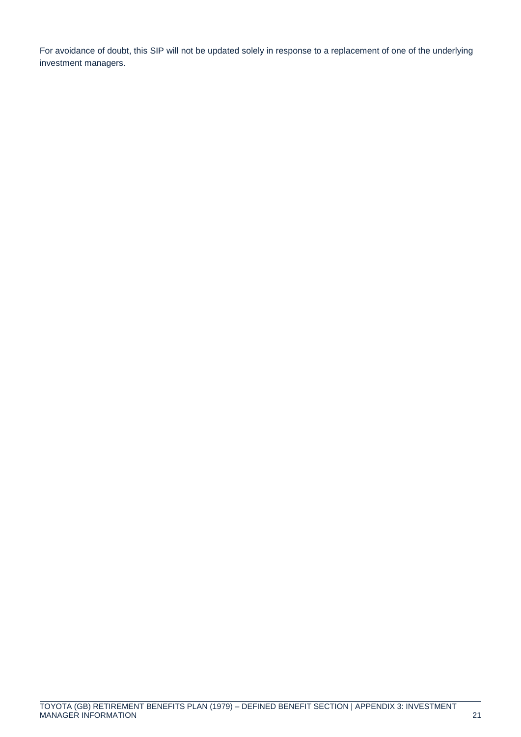For avoidance of doubt, this SIP will not be updated solely in response to a replacement of one of the underlying investment managers.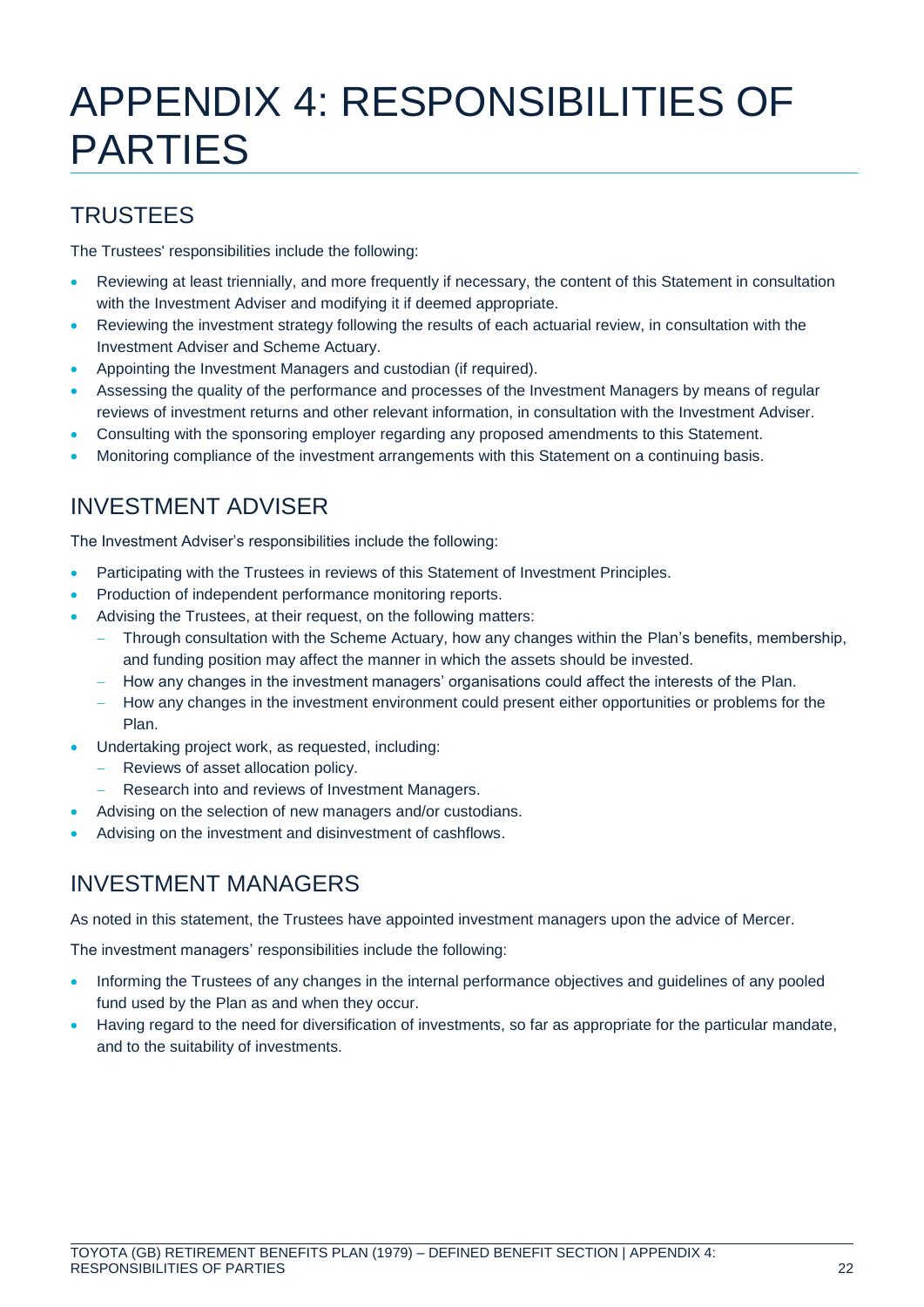# APPENDIX 4: RESPONSIBILITIES OF PARTIES

## TRUSTEES

The Trustees' responsibilities include the following:

- Reviewing at least triennially, and more frequently if necessary, the content of this Statement in consultation with the Investment Adviser and modifying it if deemed appropriate.
- Reviewing the investment strategy following the results of each actuarial review, in consultation with the Investment Adviser and Scheme Actuary.
- Appointing the Investment Managers and custodian (if required).
- Assessing the quality of the performance and processes of the Investment Managers by means of regular reviews of investment returns and other relevant information, in consultation with the Investment Adviser.
- Consulting with the sponsoring employer regarding any proposed amendments to this Statement.
- Monitoring compliance of the investment arrangements with this Statement on a continuing basis.

## INVESTMENT ADVISER

The Investment Adviser's responsibilities include the following:

- Participating with the Trustees in reviews of this Statement of Investment Principles.
- Production of independent performance monitoring reports.
- Advising the Trustees, at their request, on the following matters:
  - Through consultation with the Scheme Actuary, how any changes within the Plan's benefits, membership, and funding position may affect the manner in which the assets should be invested.
  - How any changes in the investment managers' organisations could affect the interests of the Plan.
  - How any changes in the investment environment could present either opportunities or problems for the Plan.
- Undertaking project work, as requested, including:
  - Reviews of asset allocation policy.
  - Research into and reviews of Investment Managers.
- Advising on the selection of new managers and/or custodians.
- Advising on the investment and disinvestment of cashflows.

## INVESTMENT MANAGERS

As noted in this statement, the Trustees have appointed investment managers upon the advice of Mercer.

The investment managers' responsibilities include the following:

- Informing the Trustees of any changes in the internal performance objectives and guidelines of any pooled fund used by the Plan as and when they occur.
- Having regard to the need for diversification of investments, so far as appropriate for the particular mandate, and to the suitability of investments.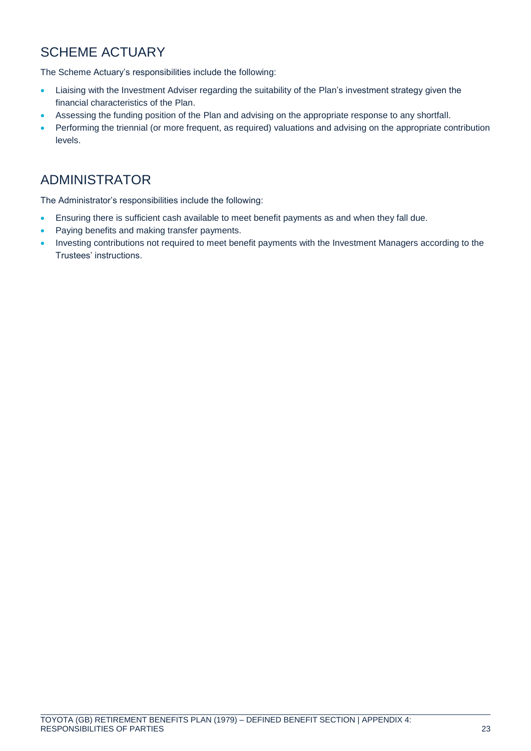## SCHEME ACTUARY

The Scheme Actuary's responsibilities include the following:

- Liaising with the Investment Adviser regarding the suitability of the Plan's investment strategy given the financial characteristics of the Plan.
- Assessing the funding position of the Plan and advising on the appropriate response to any shortfall.
- Performing the triennial (or more frequent, as required) valuations and advising on the appropriate contribution levels.

## ADMINISTRATOR

The Administrator's responsibilities include the following:

- Ensuring there is sufficient cash available to meet benefit payments as and when they fall due.
- Paying benefits and making transfer payments.
- Investing contributions not required to meet benefit payments with the Investment Managers according to the Trustees' instructions.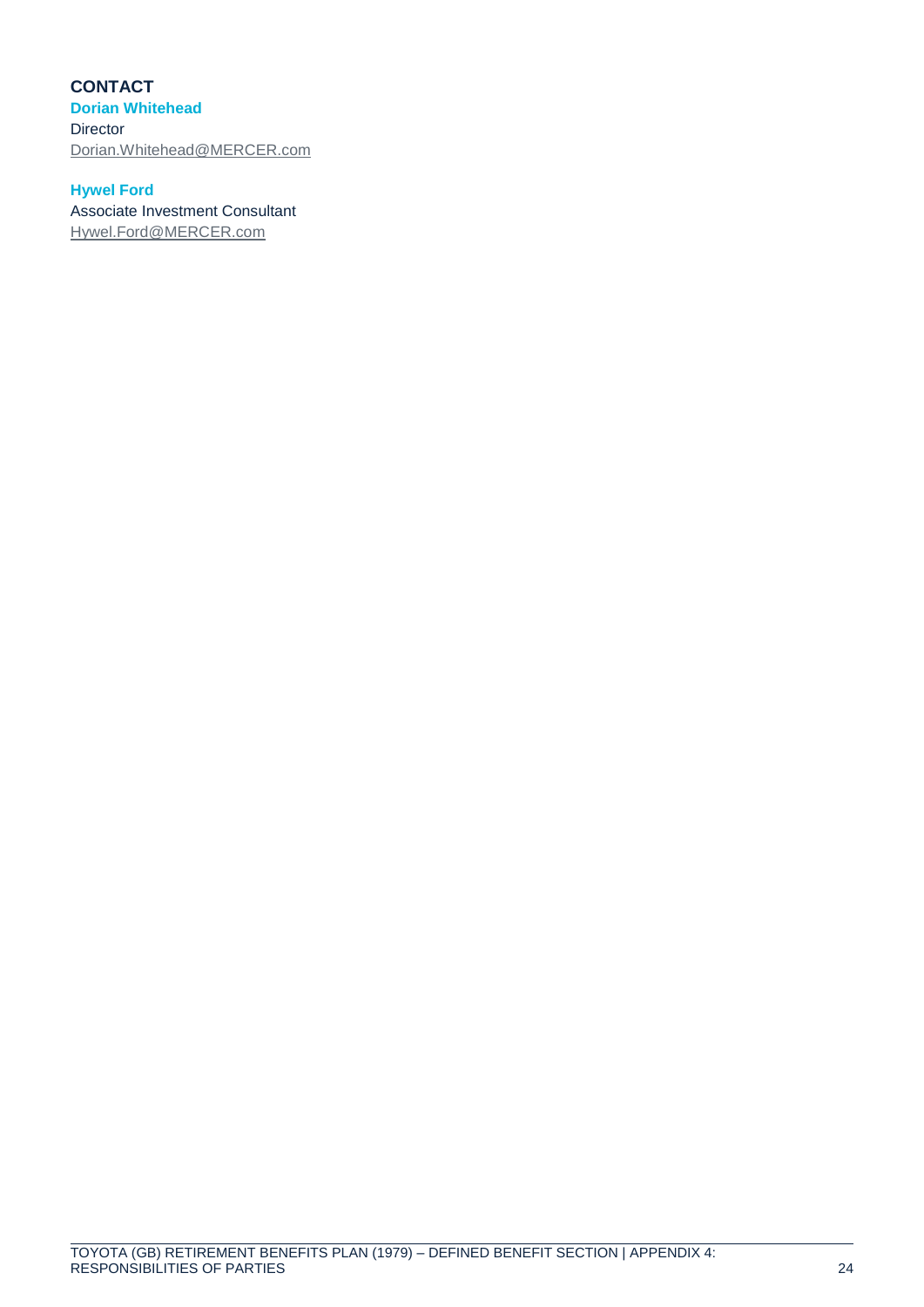## CONTACT

**Dorian Whitehead**
Director
Dorian.Whitehead@MERCER.com

**Hywel Ford**
Associate Investment Consultant
Hywel.Ford@MERCER.com